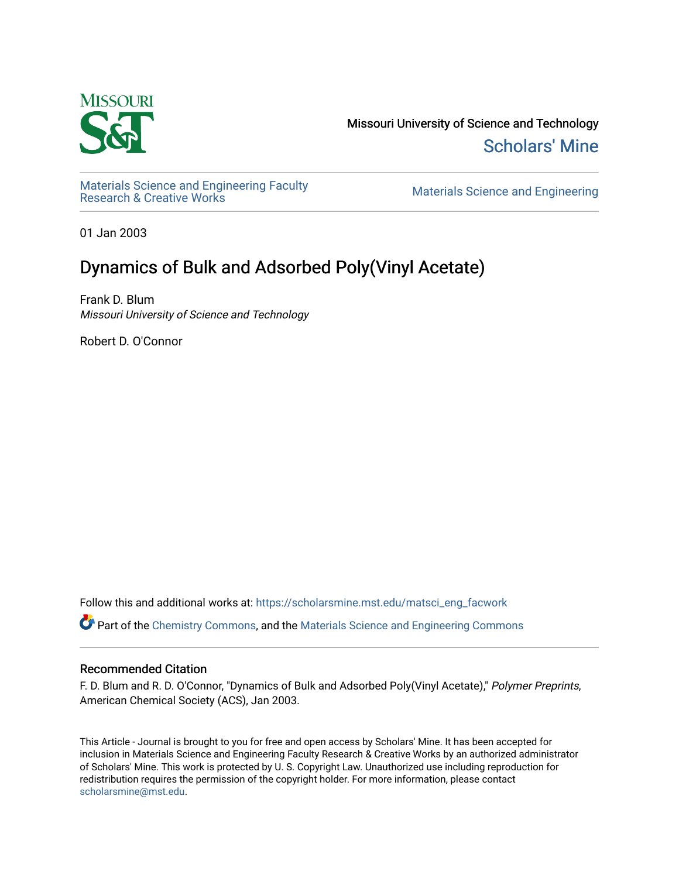Missouri University of Science and Technology

Scholars' Mine

Materials Science and Engineering Faculty Research & Creative Works

Materials Science and Engineering

01 Jan 2003

# Dynamics of Bulk and Adsorbed Poly(Vinyl Acetate)

Frank D. Blum

*Missouri University of Science and Technology*

Robert D. O'Connor

Follow this and additional works at: https://scholarsmine.mst.edu/matsci_eng_facwork

Part of the Chemistry Commons, and the Materials Science and Engineering Commons

## Recommended Citation

F. D. Blum and R. D. O'Connor, "Dynamics of Bulk and Adsorbed Poly(Vinyl Acetate)," *Polymer Preprints*, American Chemical Society (ACS), Jan 2003.

This Article - Journal is brought to you for free and open access by Scholars' Mine. It has been accepted for inclusion in Materials Science and Engineering Faculty Research & Creative Works by an authorized administrator of Scholars' Mine. This work is protected by U. S. Copyright Law. Unauthorized use including reproduction for redistribution requires the permission of the copyright holder. For more information, please contact scholarsmine@mst.edu.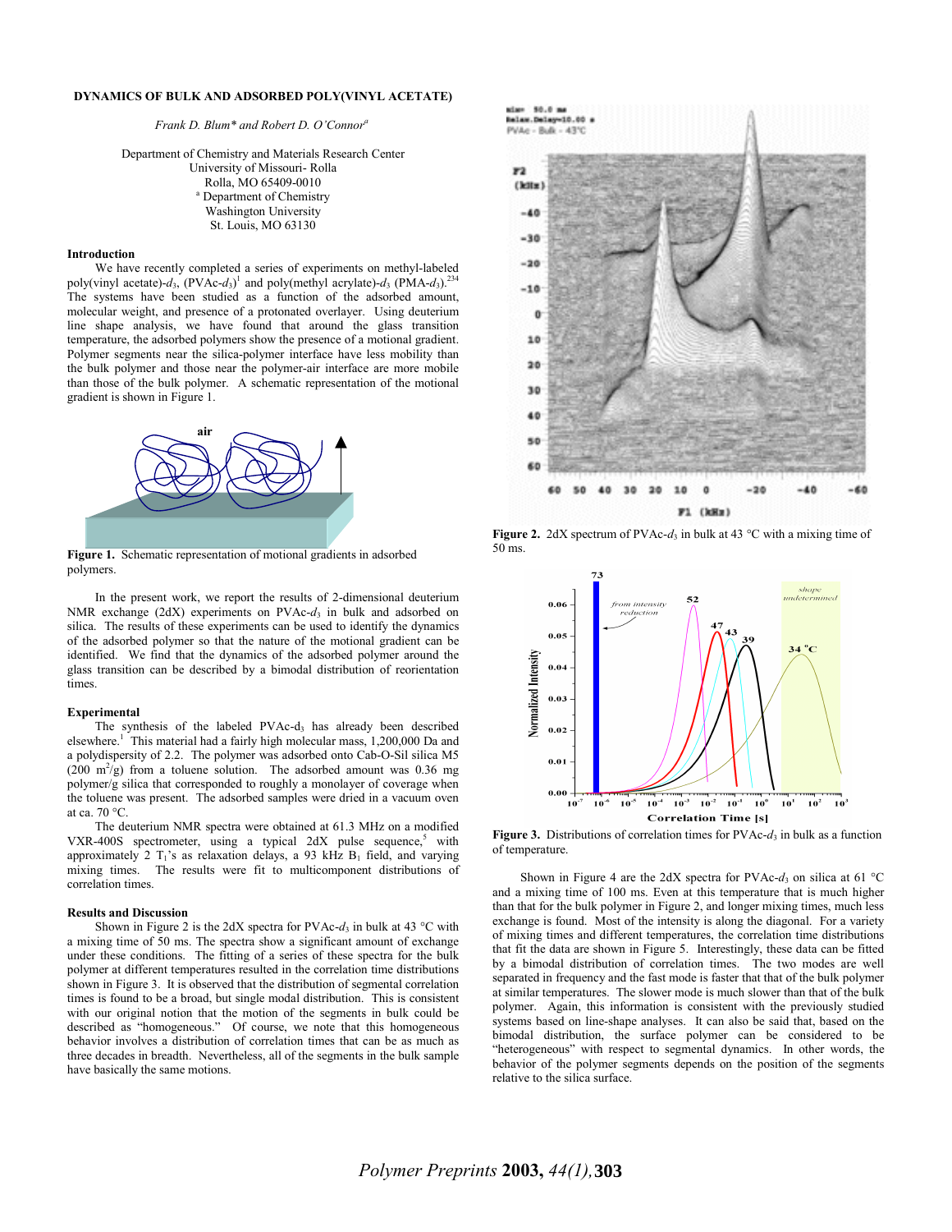**DYNAMICS OF BULK AND ADSORBED POLY(VINYL ACETATE)**

*Frank D. Blum\* and Robert D. O'Connor[a]*

Department of Chemistry and Materials Research Center
University of Missouri- Rolla
Rolla, MO 65409-0010
[a] Department of Chemistry
Washington University
St. Louis, MO 63130

## Introduction

We have recently completed a series of experiments on methyl-labeled poly(vinyl acetate)-$d_3$, (PVAc-$d_3$)[1] and poly(methyl acrylate)-$d_3$ (PMA-$d_3$).[2,3,4] The systems have been studied as a function of the adsorbed amount, molecular weight, and presence of a protonated overlayer. Using deuterium line shape analysis, we have found that around the glass transition temperature, the adsorbed polymers show the presence of a motional gradient. Polymer segments near the silica-polymer interface have less mobility than the bulk polymer and those near the polymer-air interface are more mobile than those of the bulk polymer. A schematic representation of the motional gradient is shown in Figure 1.

**Figure 1.** Schematic representation of motional gradients in adsorbed polymers.

In the present work, we report the results of 2-dimensional deuterium NMR exchange (2dX) experiments on PVAc-$d_3$ in bulk and adsorbed on silica. The results of these experiments can be used to identify the dynamics of the adsorbed polymer so that the nature of the motional gradient can be identified. We find that the dynamics of the adsorbed polymer around the glass transition can be described by a bimodal distribution of reorientation times.

## Experimental

The synthesis of the labeled PVAc-$d_3$ has already been described elsewhere.[1] This material had a fairly high molecular mass, 1,200,000 Da and a polydispersity of 2.2. The polymer was adsorbed onto Cab-O-Sil silica M5 (200 $m^2$/g) from a toluene solution. The adsorbed amount was 0.36 mg polymer/g silica that corresponded to roughly a monolayer of coverage when the toluene was present. The adsorbed samples were dried in a vacuum oven at ca. 70 °C.

The deuterium NMR spectra were obtained at 61.3 MHz on a modified VXR-400S spectrometer, using a typical 2dX pulse sequence,[5] with approximately 2 $T_1$'s as relaxation delays, a 93 kHz $B_1$ field, and varying mixing times. The results were fit to multicomponent distributions of correlation times.

## Results and Discussion

Shown in Figure 2 is the 2dX spectra for PVAc-$d_3$ in bulk at 43 °C with a mixing time of 50 ms. The spectra show a significant amount of exchange under these conditions. The fitting of a series of these spectra for the bulk polymer at different temperatures resulted in the correlation time distributions shown in Figure 3. It is observed that the distribution of segmental correlation times is found to be a broad, but single modal distribution. This is consistent with our original notion that the motion of the segments in bulk could be described as "homogeneous." Of course, we note that this homogeneous behavior involves a distribution of correlation times that can be as much as three decades in breadth. Nevertheless, all of the segments in the bulk sample have basically the same motions.

**Figure 2.** 2dX spectrum of PVAc-$d_3$ in bulk at 43 °C with a mixing time of 50 ms.

**Figure 3.** Distributions of correlation times for PVAc-$d_3$ in bulk as a function of temperature.

Shown in Figure 4 are the 2dX spectra for PVAc-$d_3$ on silica at 61 °C and a mixing time of 100 ms. Even at this temperature that is much higher than that for the bulk polymer in Figure 2, and longer mixing times, much less exchange is found. Most of the intensity is along the diagonal. For a variety of mixing times and different temperatures, the correlation time distributions that fit the data are shown in Figure 5. Interestingly, these data can be fitted by a bimodal distribution of correlation times. The two modes are well separated in frequency and the fast mode is faster that that of the bulk polymer at similar temperatures. The slower mode is much slower than that of the bulk polymer. Again, this information is consistent with the previously studied systems based on line-shape analyses. It can also be said that, based on the bimodal distribution, the surface polymer can be considered to be "heterogeneous" with respect to segmental dynamics. In other words, the behavior of the polymer segments depends on the position of the segments relative to the silica surface.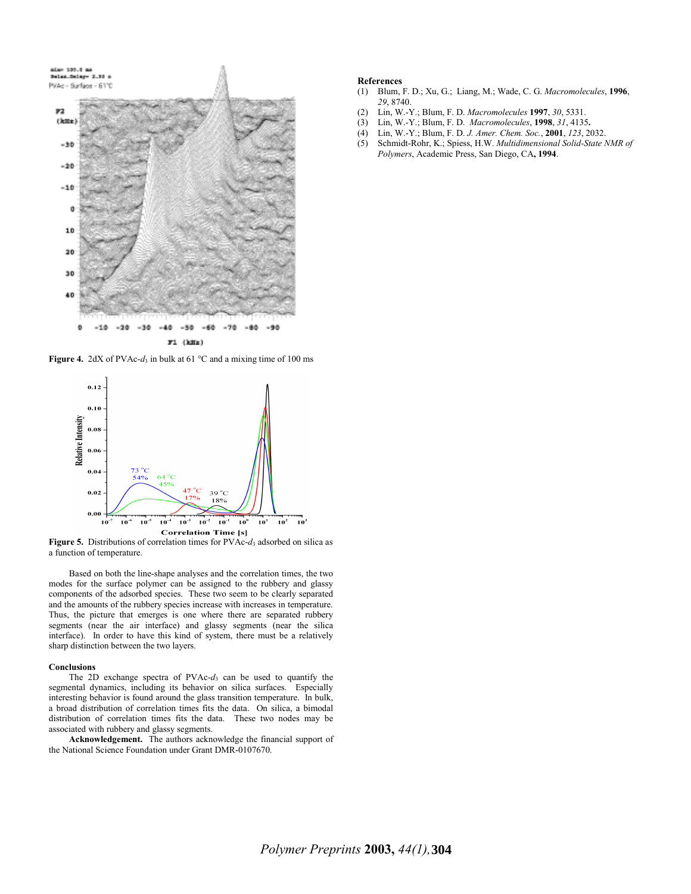mix= 100.0 ms
Relax.Delay= 2.00 s
PVAc - Surface - 61°C

F2 (kHz)

-30
-20
-10
0
10
20
30
40

0 -10 -20 -30 -40 -50 -60 -70 -80 -90

F1 (kHz)

**Figure 4.** 2dX of PVAc-$d_3$ in bulk at 61 °C and a mixing time of 100 ms

Relative Intensity

0.12
0.10
0.08
0.06
0.04
0.02
0.00

73 °C 54%
64 °C 45%
47 °C 17%
39 °C 18%

$10^{-7}$ $10^{-6}$ $10^{-5}$ $10^{-4}$ $10^{-3}$ $10^{-2}$ $10^{-1}$ $10^{0}$ $10^{1}$ $10^{2}$ $10^{3}$

Correlation Time [s]

**Figure 5.** Distributions of correlation times for PVAc-$d_3$ adsorbed on silica as a function of temperature.

Based on both the line-shape analyses and the correlation times, the two modes for the surface polymer can be assigned to the rubbery and glassy components of the adsorbed species. These two seem to be clearly separated and the amounts of the rubbery species increase with increases in temperature. Thus, the picture that emerges is one where there are separated rubbery segments (near the air interface) and glassy segments (near the silica interface). In order to have this kind of system, there must be a relatively sharp distinction between the two layers.

**Conclusions**

The 2D exchange spectra of PVAc-$d_3$ can be used to quantify the segmental dynamics, including its behavior on silica surfaces. Especially interesting behavior is found around the glass transition temperature. In bulk, a broad distribution of correlation times fits the data. On silica, a bimodal distribution of correlation times fits the data. These two nodes may be associated with rubbery and glassy segments.

**Acknowledgement.** The authors acknowledge the financial support of the National Science Foundation under Grant DMR-0107670.

**References**

(1) Blum, F. D.; Xu, G.; Liang, M.; Wade, C. G. *Macromolecules*, **1996**, *29*, 8740.
(2) Lin, W.-Y.; Blum, F. D. *Macromolecules* **1997**, *30*, 5331.
(3) Lin, W.-Y.; Blum, F. D. *Macromolecules*, **1998**, *31*, 4135**.**
(4) Lin, W.-Y.; Blum, F. D. *J. Amer. Chem. Soc.*, **2001**, *123*, 2032.
(5) Schmidt-Rohr, K.; Spiess, H.W. *Multidimensional Solid-State NMR of Polymers*, Academic Press, San Diego, CA**, 1994**.